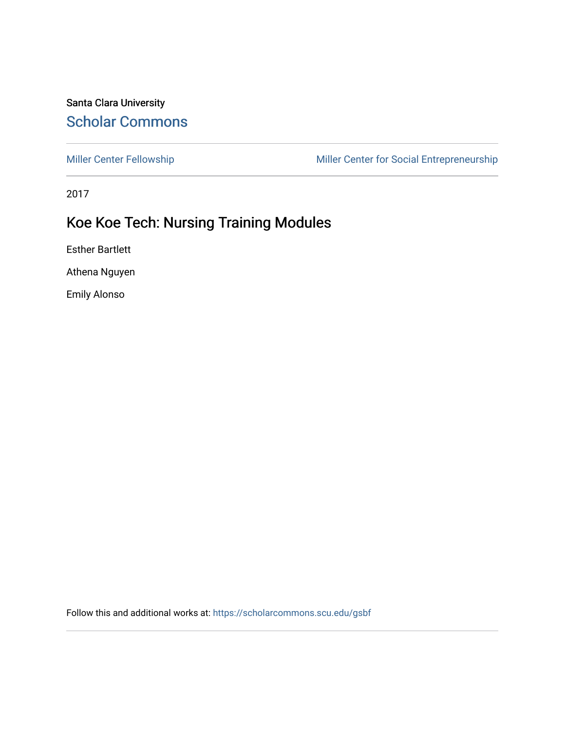Santa Clara University

Scholar Commons

Miller Center Fellowship

Miller Center for Social Entrepreneurship

2017

# Koe Koe Tech: Nursing Training Modules

Esther Bartlett

Athena Nguyen

Emily Alonso

Follow this and additional works at: https://scholarcommons.scu.edu/gsbf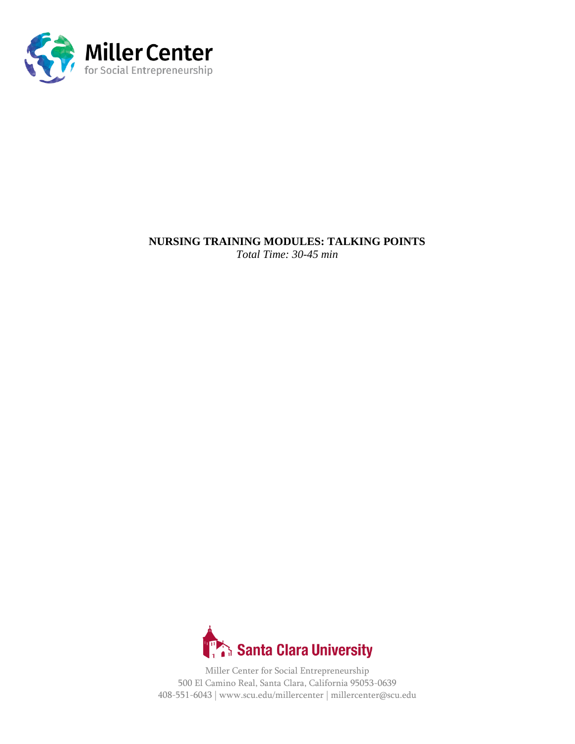Miller Center
for Social Entrepreneurship

**NURSING TRAINING MODULES: TALKING POINTS**

*Total Time: 30-45 min*

Santa Clara University

Miller Center for Social Entrepreneurship
500 El Camino Real, Santa Clara, California 95053-0639
408-551-6043 | www.scu.edu/millercenter | millercenter@scu.edu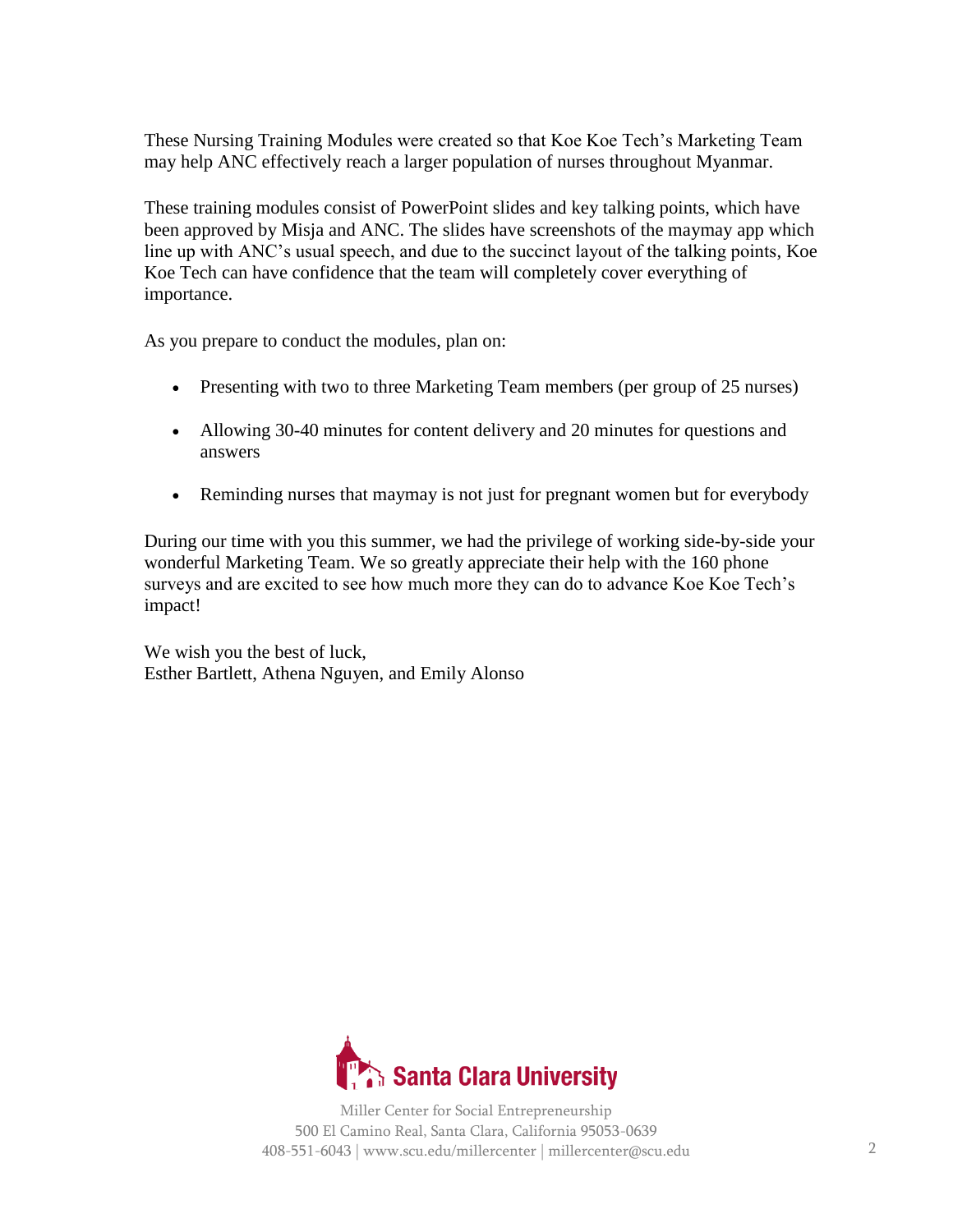These Nursing Training Modules were created so that Koe Koe Tech's Marketing Team may help ANC effectively reach a larger population of nurses throughout Myanmar.

These training modules consist of PowerPoint slides and key talking points, which have been approved by Misja and ANC. The slides have screenshots of the maymay app which line up with ANC's usual speech, and due to the succinct layout of the talking points, Koe Koe Tech can have confidence that the team will completely cover everything of importance.

As you prepare to conduct the modules, plan on:

- Presenting with two to three Marketing Team members (per group of 25 nurses)
- Allowing 30-40 minutes for content delivery and 20 minutes for questions and answers
- Reminding nurses that maymay is not just for pregnant women but for everybody

During our time with you this summer, we had the privilege of working side-by-side your wonderful Marketing Team. We so greatly appreciate their help with the 160 phone surveys and are excited to see how much more they can do to advance Koe Koe Tech's impact!

We wish you the best of luck,
Esther Bartlett, Athena Nguyen, and Emily Alonso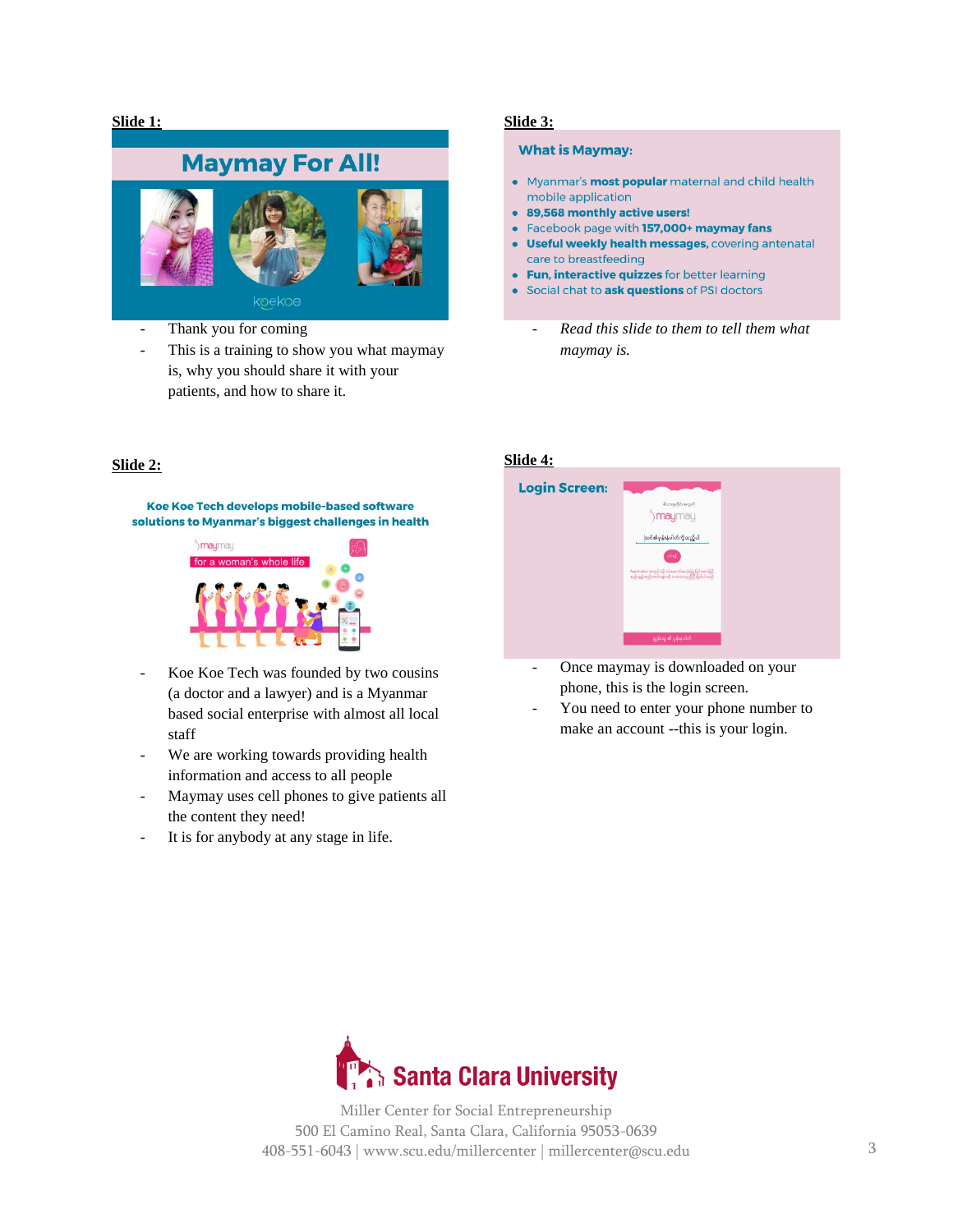**Slide 1:**

Maymay For All!

koekoe

- Thank you for coming
- This is a training to show you what maymay is, why you should share it with your patients, and how to share it.

**Slide 2:**

**Koe Koe Tech develops mobile-based software solutions to Myanmar's biggest challenges in health**

maymay

for a woman's whole life

- Koe Koe Tech was founded by two cousins (a doctor and a lawyer) and is a Myanmar based social enterprise with almost all local staff
- We are working towards providing health information and access to all people
- Maymay uses cell phones to give patients all the content they need!
- It is for anybody at any stage in life.

**Slide 3:**

**What is Maymay:**

- Myanmar's **most popular** maternal and child health mobile application
- **89,568 monthly active users!**
- Facebook page with **157,000+ maymay fans**
- **Useful weekly health messages,** covering antenatal care to breastfeeding
- **Fun, interactive quizzes** for better learning
- Social chat to **ask questions** of PSI doctors

- *Read this slide to them to tell them what maymay is.*

**Slide 4:**

**Login Screen:**

- Once maymay is downloaded on your phone, this is the login screen.
- You need to enter your phone number to make an account --this is your login.

Santa Clara University

Miller Center for Social Entrepreneurship
500 El Camino Real, Santa Clara, California 95053-0639
408-551-6043 | www.scu.edu/millercenter | millercenter@scu.edu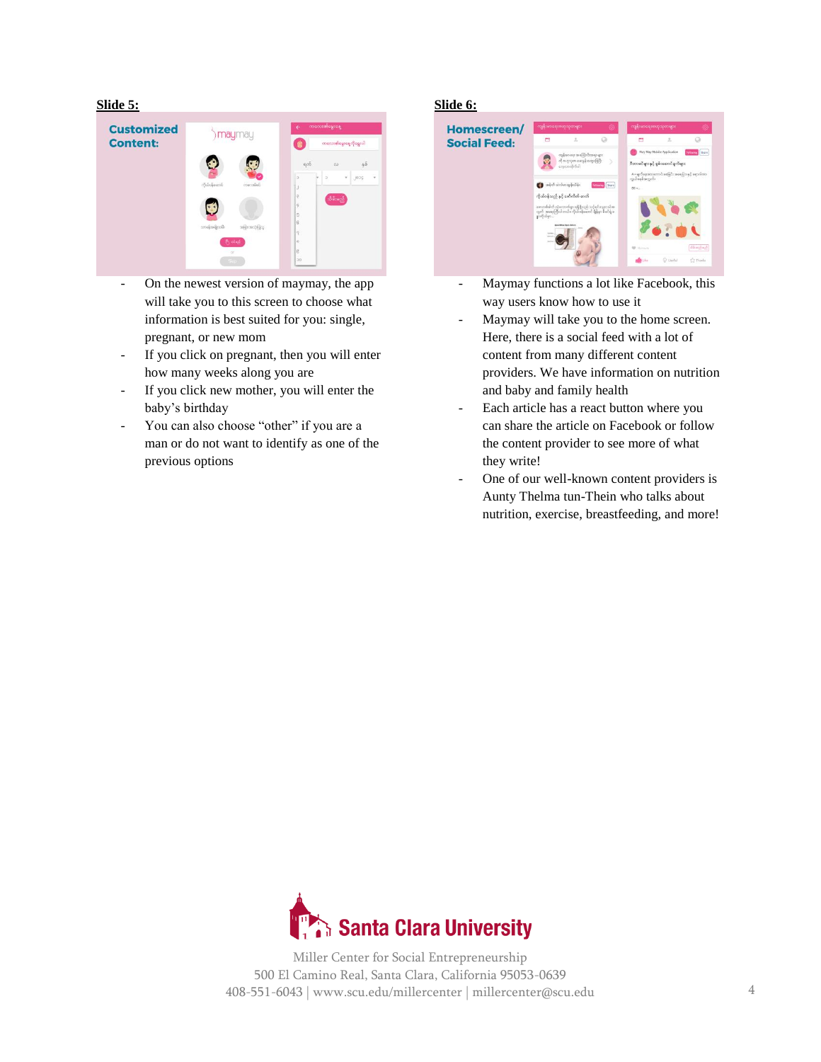**Slide 5:**

- On the newest version of maymay, the app will take you to this screen to choose what information is best suited for you: single, pregnant, or new mom
- If you click on pregnant, then you will enter how many weeks along you are
- If you click new mother, you will enter the baby's birthday
- You can also choose "other" if you are a man or do not want to identify as one of the previous options

**Slide 6:**

- Maymay functions a lot like Facebook, this way users know how to use it
- Maymay will take you to the home screen. Here, there is a social feed with a lot of content from many different content providers. We have information on nutrition and baby and family health
- Each article has a react button where you can share the article on Facebook or follow the content provider to see more of what they write!
- One of our well-known content providers is Aunty Thelma tun-Thein who talks about nutrition, exercise, breastfeeding, and more!

Santa Clara University

Miller Center for Social Entrepreneurship
500 El Camino Real, Santa Clara, California 95053-0639
408-551-6043 | www.scu.edu/millercenter | millercenter@scu.edu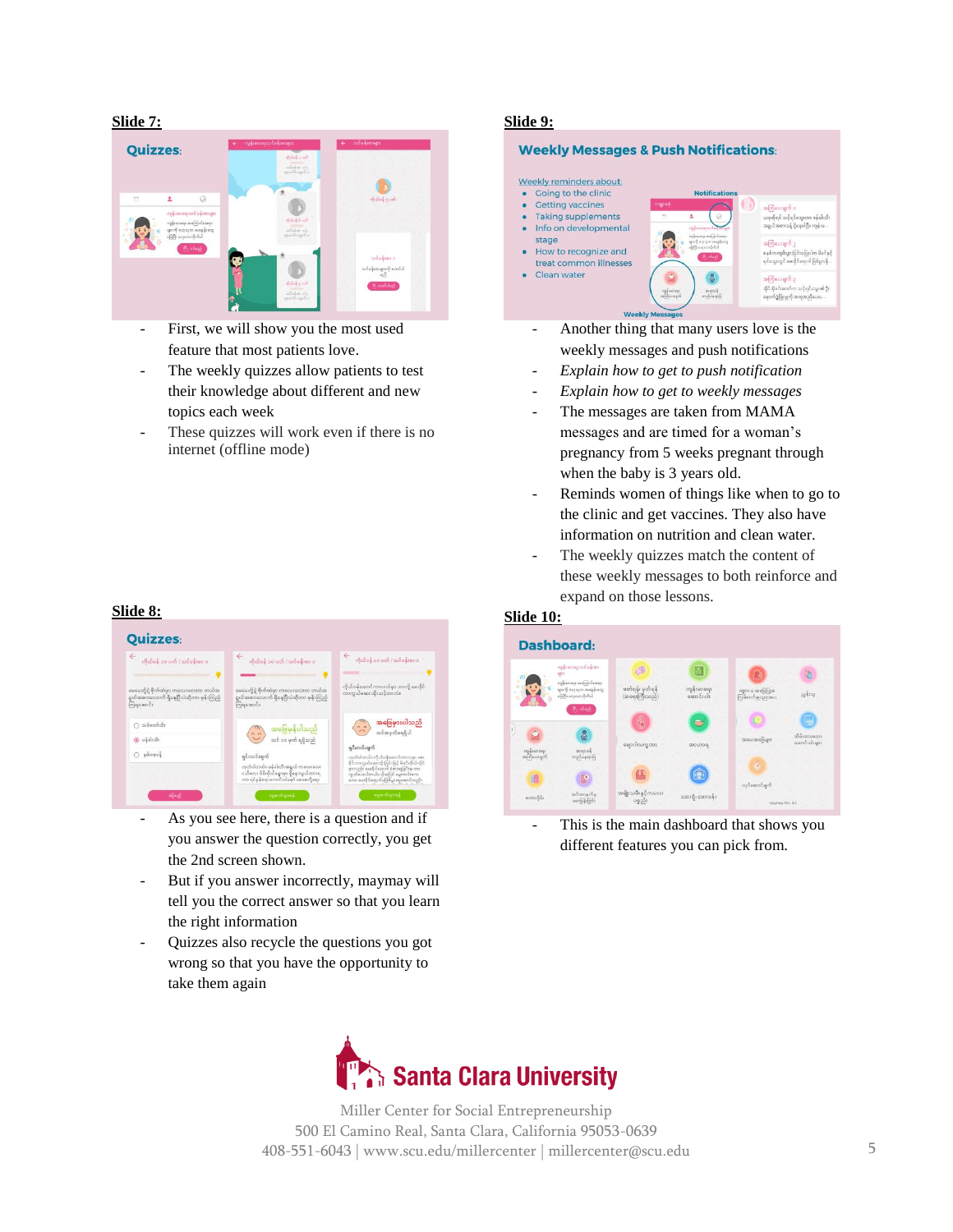**Slide 7:**

- First, we will show you the most used feature that most patients love.
- The weekly quizzes allow patients to test their knowledge about different and new topics each week
- These quizzes will work even if there is no internet (offline mode)

**Slide 8:**

- As you see here, there is a question and if you answer the question correctly, you get the 2nd screen shown.
- But if you answer incorrectly, maymay will tell you the correct answer so that you learn the right information
- Quizzes also recycle the questions you got wrong so that you have the opportunity to take them again

**Slide 9:**

- Another thing that many users love is the weekly messages and push notifications
- *Explain how to get to push notification*
- *Explain how to get to weekly messages*
- The messages are taken from MAMA messages and are timed for a woman's pregnancy from 5 weeks pregnant through when the baby is 3 years old.
- Reminds women of things like when to go to the clinic and get vaccines. They also have information on nutrition and clean water.
- The weekly quizzes match the content of these weekly messages to both reinforce and expand on those lessons.

**Slide 10:**

- This is the main dashboard that shows you different features you can pick from.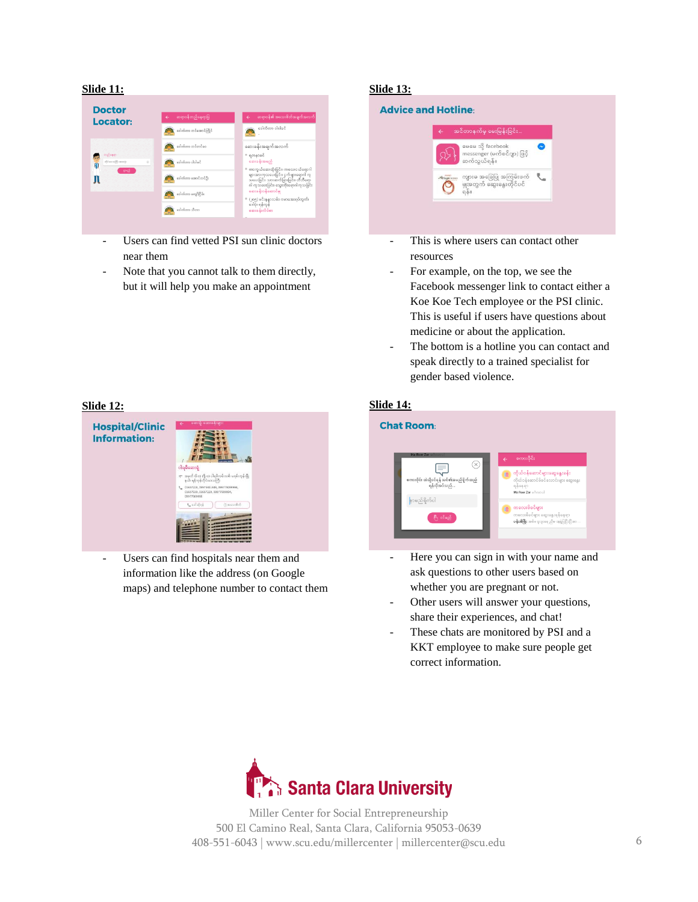**Slide 11:**

- Users can find vetted PSI sun clinic doctors near them
- Note that you cannot talk to them directly, but it will help you make an appointment

**Slide 12:**

- Users can find hospitals near them and information like the address (on Google maps) and telephone number to contact them

**Slide 13:**

- This is where users can contact other resources
- For example, on the top, we see the Facebook messenger link to contact either a Koe Koe Tech employee or the PSI clinic. This is useful if users have questions about medicine or about the application.
- The bottom is a hotline you can contact and speak directly to a trained specialist for gender based violence.

**Slide 14:**

- Here you can sign in with your name and ask questions to other users based on whether you are pregnant or not.
- Other users will answer your questions, share their experiences, and chat!
- These chats are monitored by PSI and a KKT employee to make sure people get correct information.

Santa Clara University

Miller Center for Social Entrepreneurship
500 El Camino Real, Santa Clara, California 95053-0639
408-551-6043 | www.scu.edu/millercenter | millercenter@scu.edu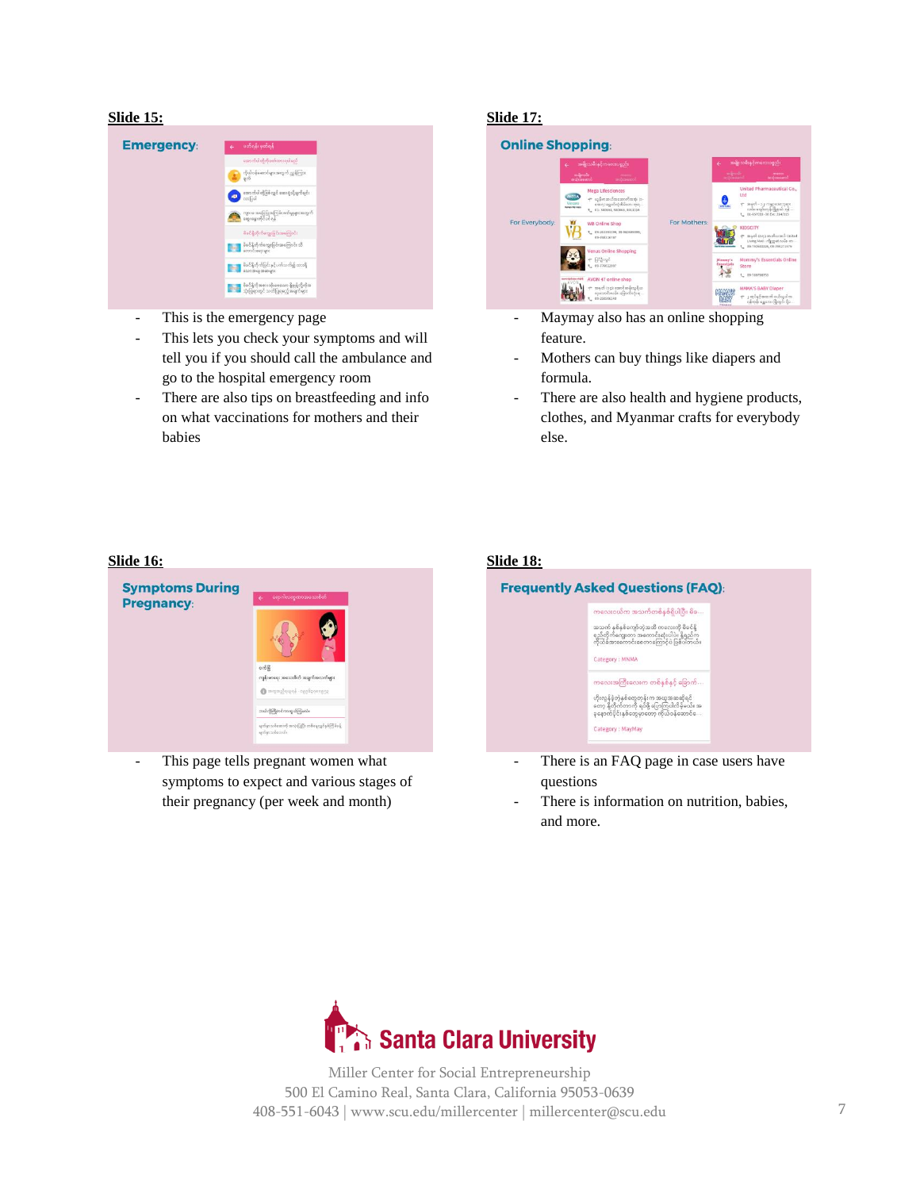**Slide 15:**

Emergency:

- This is the emergency page
- This lets you check your symptoms and will tell you if you should call the ambulance and go to the hospital emergency room
- There are also tips on breastfeeding and info on what vaccinations for mothers and their babies

**Slide 16:**

Symptoms During Pregnancy:

- This page tells pregnant women what symptoms to expect and various stages of their pregnancy (per week and month)

**Slide 17:**

Online Shopping:

For Everybody: | For Mothers:

- Maymay also has an online shopping feature.
- Mothers can buy things like diapers and formula.
- There are also health and hygiene products, clothes, and Myanmar crafts for everybody else.

**Slide 18:**

Frequently Asked Questions (FAQ):

- There is an FAQ page in case users have questions
- There is information on nutrition, babies, and more.

Santa Clara University

Miller Center for Social Entrepreneurship
500 El Camino Real, Santa Clara, California 95053-0639
408-551-6043 | www.scu.edu/millercenter | millercenter@scu.edu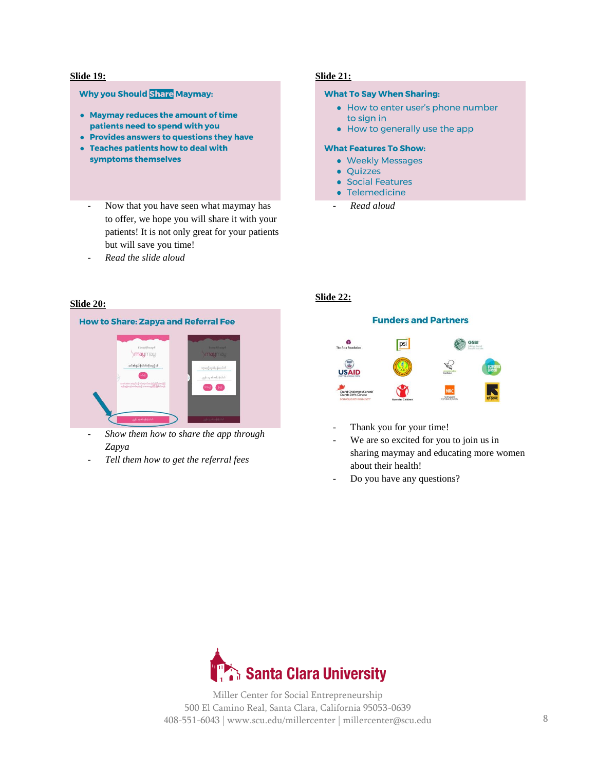**Slide 19:**

**Why you Should Share Maymay:**

- **Maymay reduces the amount of time patients need to spend with you**
- **Provides answers to questions they have**
- **Teaches patients how to deal with symptoms themselves**

- Now that you have seen what maymay has to offer, we hope you will share it with your patients! It is not only great for your patients but will save you time!
- *Read the slide aloud*

**Slide 20:**

**How to Share: Zapya and Referral Fee**

- *Show them how to share the app through Zapya*
- *Tell them how to get the referral fees*

**Slide 21:**

**What To Say When Sharing:**

- How to enter user's phone number to sign in
- How to generally use the app

**What Features To Show:**

- Weekly Messages
- Quizzes
- Social Features
- Telemedicine

- *Read aloud*

**Slide 22:**

**Funders and Partners**

- Thank you for your time!
- We are so excited for you to join us in sharing maymay and educating more women about their health!
- Do you have any questions?

Santa Clara University

Miller Center for Social Entrepreneurship
500 El Camino Real, Santa Clara, California 95053-0639
408-551-6043 | www.scu.edu/millercenter | millercenter@scu.edu